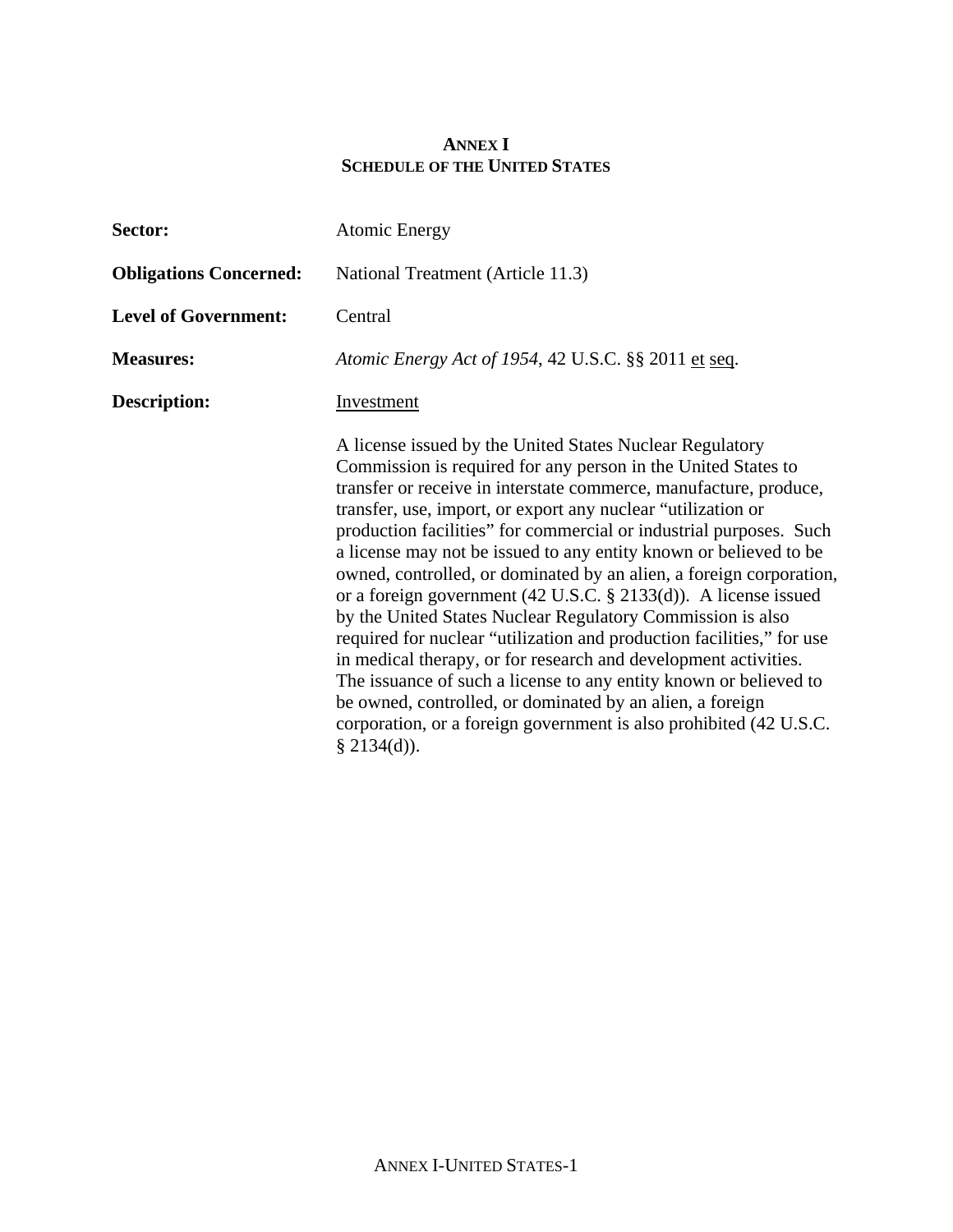# ANNEX I
## SCHEDULE OF THE UNITED STATES

**Sector:** Atomic Energy

**Obligations Concerned:** National Treatment (Article 11.3)

**Level of Government:** Central

**Measures:** *Atomic Energy Act of 1954*, 42 U.S.C. §§ 2011 et seq.

**Description:** Investment

A license issued by the United States Nuclear Regulatory Commission is required for any person in the United States to transfer or receive in interstate commerce, manufacture, produce, transfer, use, import, or export any nuclear "utilization or production facilities" for commercial or industrial purposes. Such a license may not be issued to any entity known or believed to be owned, controlled, or dominated by an alien, a foreign corporation, or a foreign government (42 U.S.C. § 2133(d)). A license issued by the United States Nuclear Regulatory Commission is also required for nuclear "utilization and production facilities," for use in medical therapy, or for research and development activities. The issuance of such a license to any entity known or believed to be owned, controlled, or dominated by an alien, a foreign corporation, or a foreign government is also prohibited (42 U.S.C. § 2134(d)).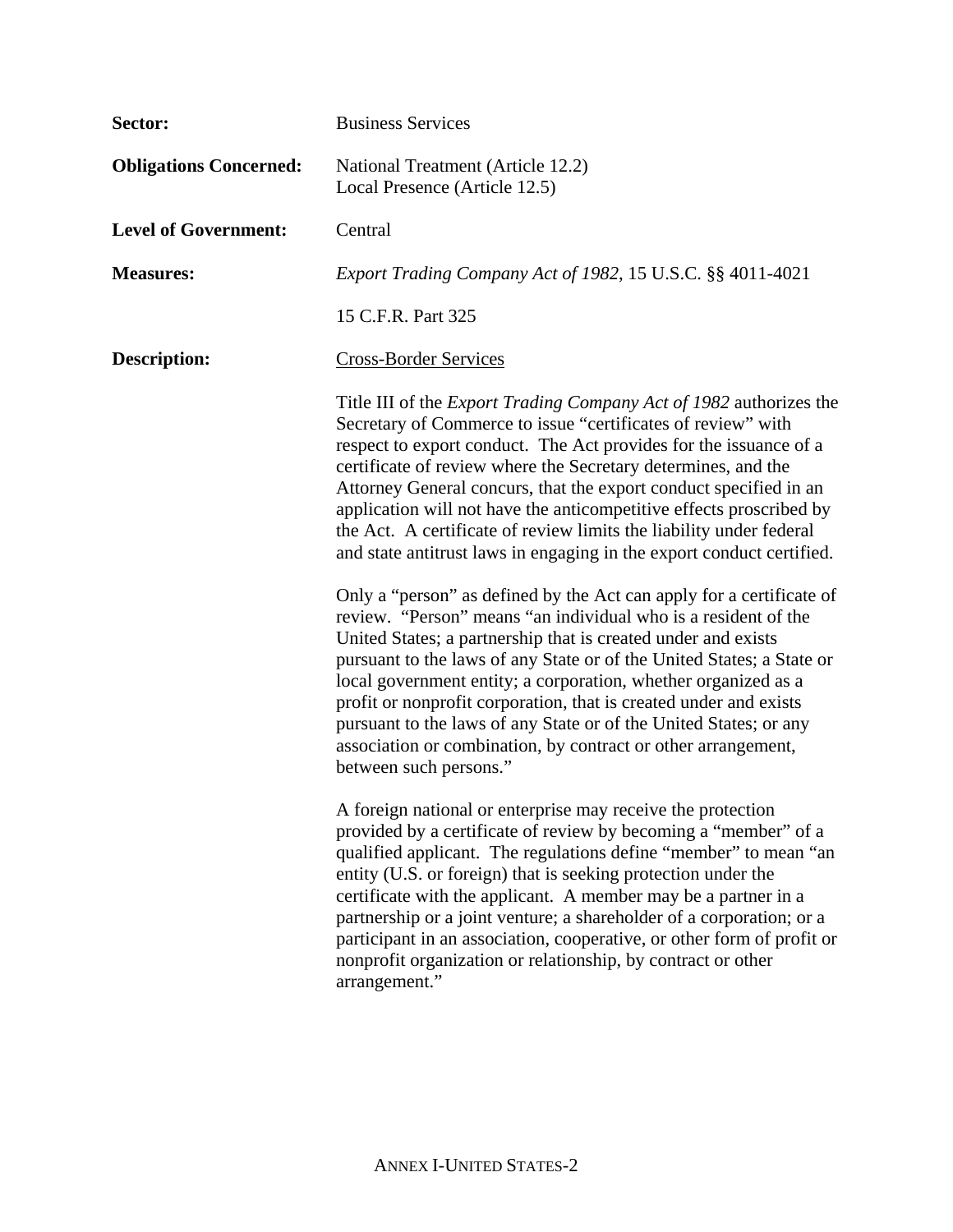**Sector:** Business Services

**Obligations Concerned:** National Treatment (Article 12.2)
Local Presence (Article 12.5)

**Level of Government:** Central

**Measures:** *Export Trading Company Act of 1982*, 15 U.S.C. §§ 4011-4021

15 C.F.R. Part 325

**Description:** Cross-Border Services

Title III of the *Export Trading Company Act of 1982* authorizes the Secretary of Commerce to issue "certificates of review" with respect to export conduct. The Act provides for the issuance of a certificate of review where the Secretary determines, and the Attorney General concurs, that the export conduct specified in an application will not have the anticompetitive effects proscribed by the Act. A certificate of review limits the liability under federal and state antitrust laws in engaging in the export conduct certified.

Only a "person" as defined by the Act can apply for a certificate of review. "Person" means "an individual who is a resident of the United States; a partnership that is created under and exists pursuant to the laws of any State or of the United States; a State or local government entity; a corporation, whether organized as a profit or nonprofit corporation, that is created under and exists pursuant to the laws of any State or of the United States; or any association or combination, by contract or other arrangement, between such persons."

A foreign national or enterprise may receive the protection provided by a certificate of review by becoming a "member" of a qualified applicant. The regulations define "member" to mean "an entity (U.S. or foreign) that is seeking protection under the certificate with the applicant. A member may be a partner in a partnership or a joint venture; a shareholder of a corporation; or a participant in an association, cooperative, or other form of profit or nonprofit organization or relationship, by contract or other arrangement."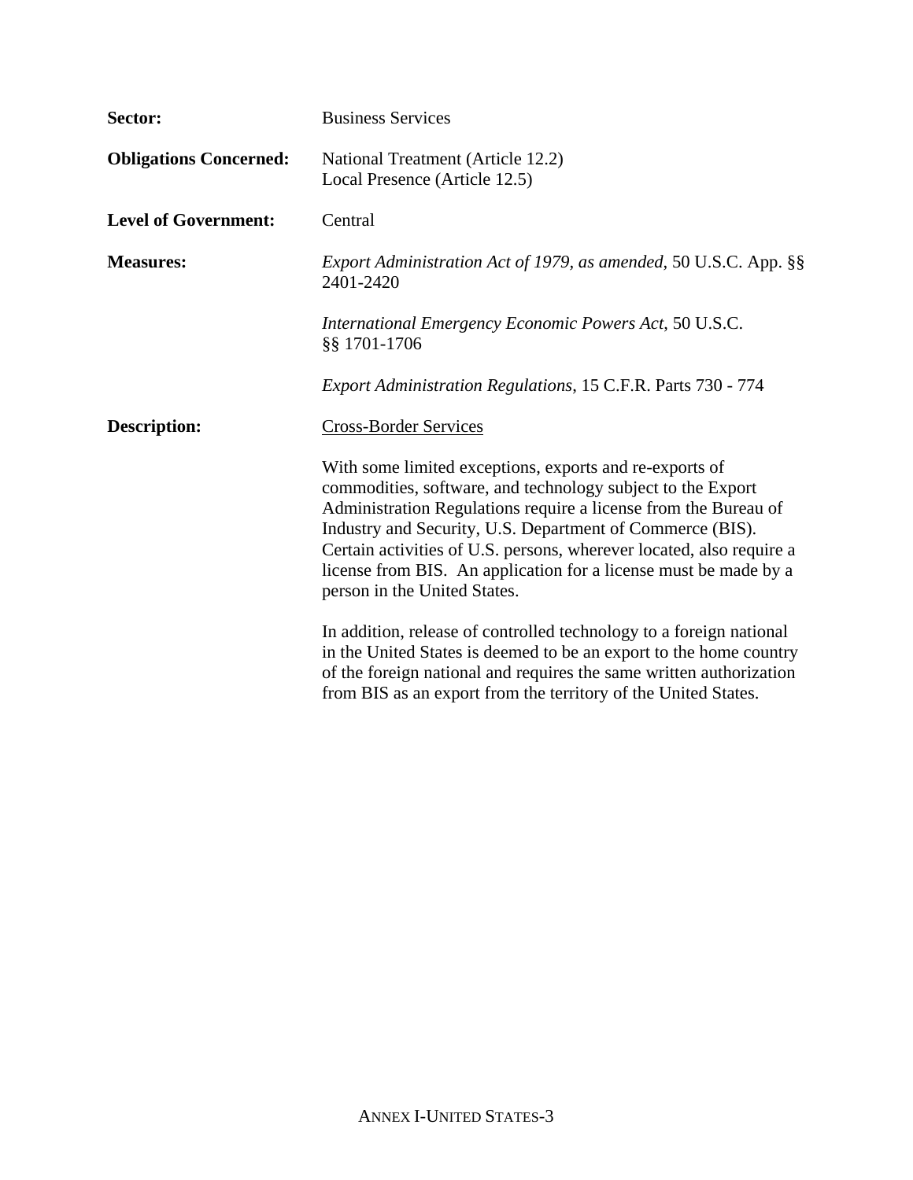**Sector:** Business Services

**Obligations Concerned:** National Treatment (Article 12.2)
Local Presence (Article 12.5)

**Level of Government:** Central

**Measures:** *Export Administration Act of 1979, as amended*, 50 U.S.C. App. §§ 2401-2420

*International Emergency Economic Powers Act*, 50 U.S.C. §§ 1701-1706

*Export Administration Regulations*, 15 C.F.R. Parts 730 - 774

**Description:** Cross-Border Services

With some limited exceptions, exports and re-exports of commodities, software, and technology subject to the Export Administration Regulations require a license from the Bureau of Industry and Security, U.S. Department of Commerce (BIS). Certain activities of U.S. persons, wherever located, also require a license from BIS. An application for a license must be made by a person in the United States.

In addition, release of controlled technology to a foreign national in the United States is deemed to be an export to the home country of the foreign national and requires the same written authorization from BIS as an export from the territory of the United States.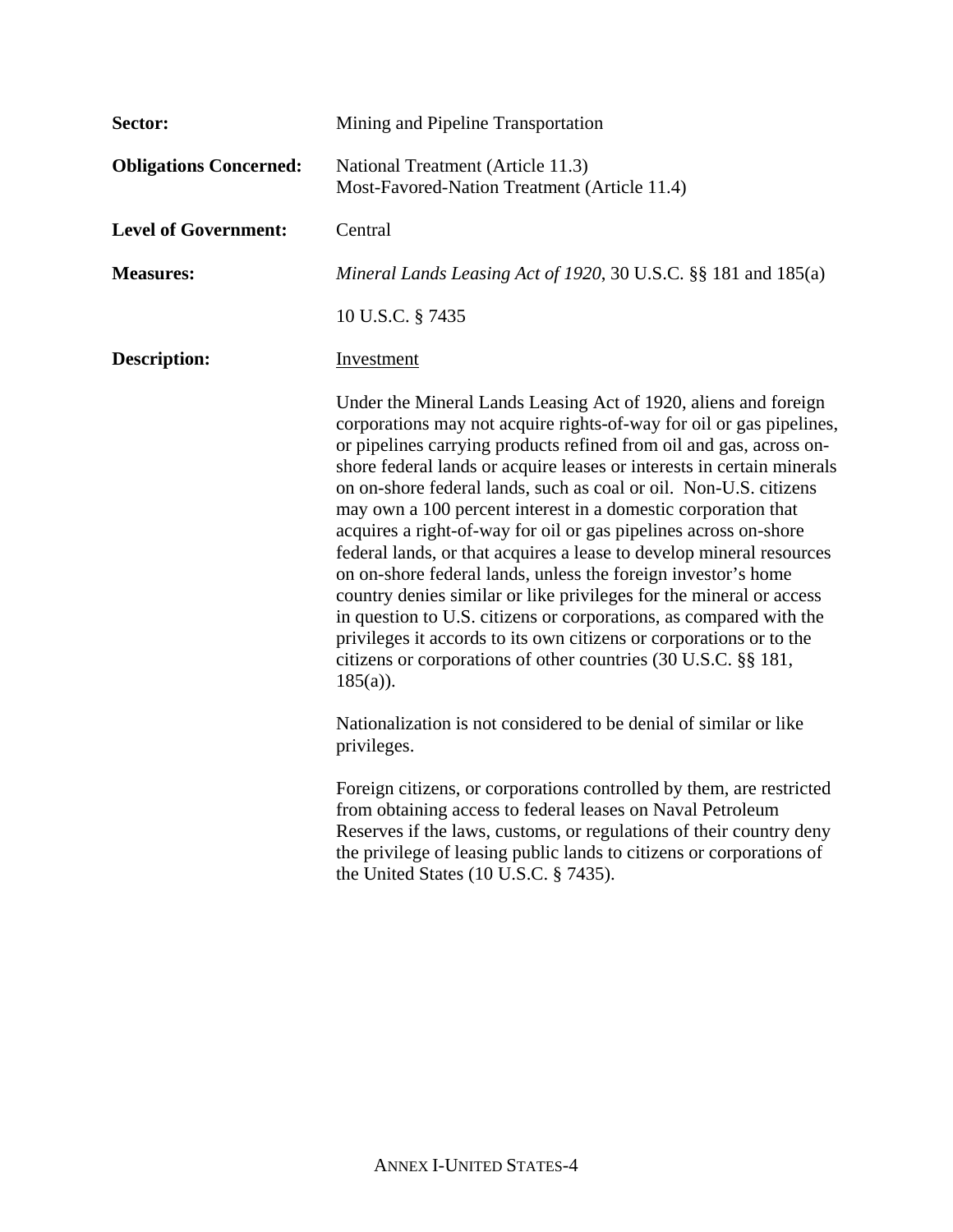**Sector:** Mining and Pipeline Transportation

**Obligations Concerned:** National Treatment (Article 11.3)
Most-Favored-Nation Treatment (Article 11.4)

**Level of Government:** Central

**Measures:** *Mineral Lands Leasing Act of 1920*, 30 U.S.C. §§ 181 and 185(a)

10 U.S.C. § 7435

**Description:** Investment

Under the Mineral Lands Leasing Act of 1920, aliens and foreign corporations may not acquire rights-of-way for oil or gas pipelines, or pipelines carrying products refined from oil and gas, across on-shore federal lands or acquire leases or interests in certain minerals on on-shore federal lands, such as coal or oil. Non-U.S. citizens may own a 100 percent interest in a domestic corporation that acquires a right-of-way for oil or gas pipelines across on-shore federal lands, or that acquires a lease to develop mineral resources on on-shore federal lands, unless the foreign investor's home country denies similar or like privileges for the mineral or access in question to U.S. citizens or corporations, as compared with the privileges it accords to its own citizens or corporations or to the citizens or corporations of other countries (30 U.S.C. §§ 181, 185(a)).

Nationalization is not considered to be denial of similar or like privileges.

Foreign citizens, or corporations controlled by them, are restricted from obtaining access to federal leases on Naval Petroleum Reserves if the laws, customs, or regulations of their country deny the privilege of leasing public lands to citizens or corporations of the United States (10 U.S.C. § 7435).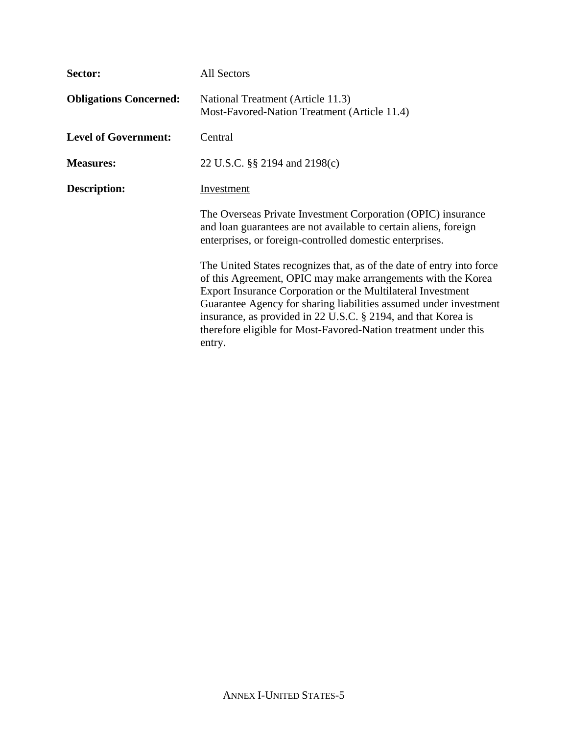**Sector:** All Sectors

**Obligations Concerned:** National Treatment (Article 11.3)
Most-Favored-Nation Treatment (Article 11.4)

**Level of Government:** Central

**Measures:** 22 U.S.C. §§ 2194 and 2198(c)

**Description:** Investment

The Overseas Private Investment Corporation (OPIC) insurance and loan guarantees are not available to certain aliens, foreign enterprises, or foreign-controlled domestic enterprises.

The United States recognizes that, as of the date of entry into force of this Agreement, OPIC may make arrangements with the Korea Export Insurance Corporation or the Multilateral Investment Guarantee Agency for sharing liabilities assumed under investment insurance, as provided in 22 U.S.C. § 2194, and that Korea is therefore eligible for Most-Favored-Nation treatment under this entry.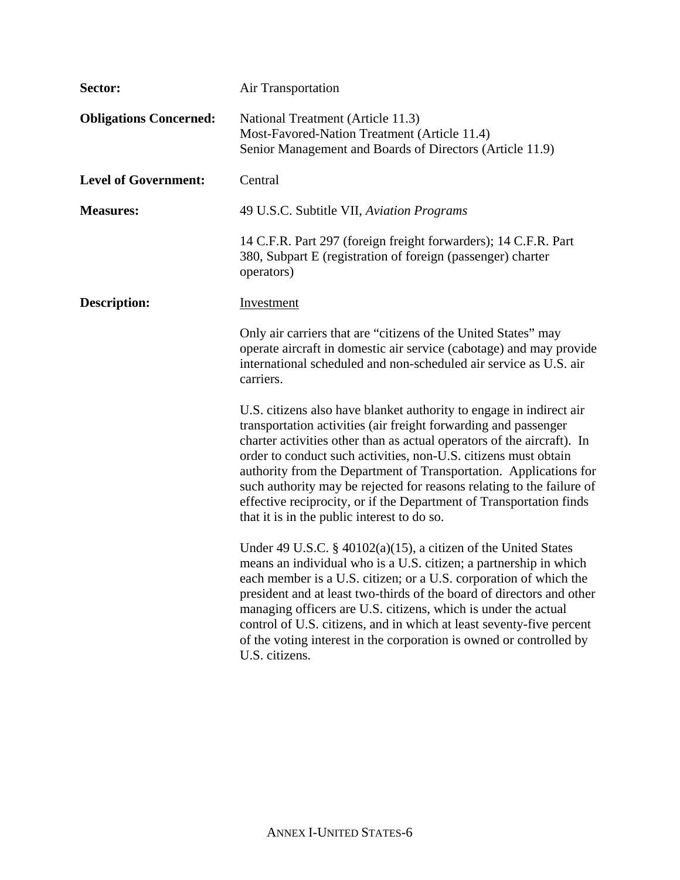**Sector:** Air Transportation

**Obligations Concerned:** National Treatment (Article 11.3)
Most-Favored-Nation Treatment (Article 11.4)
Senior Management and Boards of Directors (Article 11.9)

**Level of Government:** Central

**Measures:** 49 U.S.C. Subtitle VII, *Aviation Programs*

14 C.F.R. Part 297 (foreign freight forwarders); 14 C.F.R. Part 380, Subpart E (registration of foreign (passenger) charter operators)

**Description:** Investment

Only air carriers that are "citizens of the United States" may operate aircraft in domestic air service (cabotage) and may provide international scheduled and non-scheduled air service as U.S. air carriers.

U.S. citizens also have blanket authority to engage in indirect air transportation activities (air freight forwarding and passenger charter activities other than as actual operators of the aircraft). In order to conduct such activities, non-U.S. citizens must obtain authority from the Department of Transportation. Applications for such authority may be rejected for reasons relating to the failure of effective reciprocity, or if the Department of Transportation finds that it is in the public interest to do so.

Under 49 U.S.C. § 40102(a)(15), a citizen of the United States means an individual who is a U.S. citizen; a partnership in which each member is a U.S. citizen; or a U.S. corporation of which the president and at least two-thirds of the board of directors and other managing officers are U.S. citizens, which is under the actual control of U.S. citizens, and in which at least seventy-five percent of the voting interest in the corporation is owned or controlled by U.S. citizens.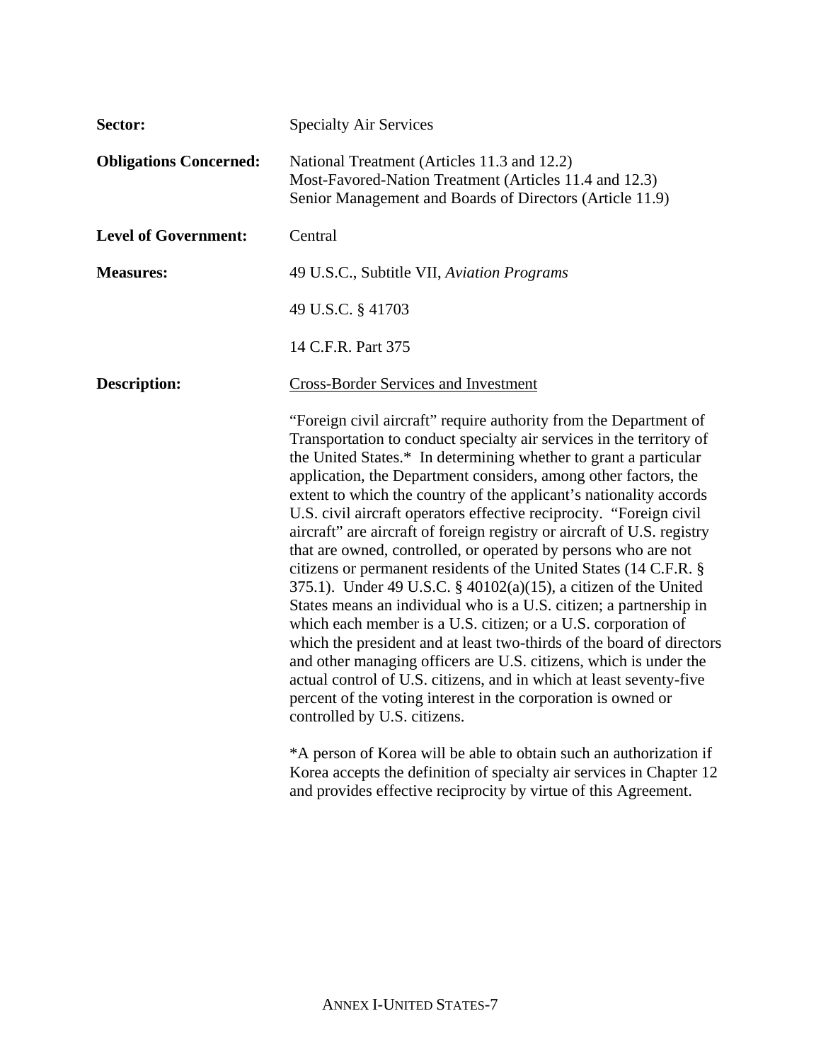**Sector:** Specialty Air Services

**Obligations Concerned:** National Treatment (Articles 11.3 and 12.2)
Most-Favored-Nation Treatment (Articles 11.4 and 12.3)
Senior Management and Boards of Directors (Article 11.9)

**Level of Government:** Central

**Measures:** 49 U.S.C., Subtitle VII, *Aviation Programs*

49 U.S.C. § 41703

14 C.F.R. Part 375

**Description:** <u>Cross-Border Services and Investment</u>

"Foreign civil aircraft" require authority from the Department of Transportation to conduct specialty air services in the territory of the United States.* In determining whether to grant a particular application, the Department considers, among other factors, the extent to which the country of the applicant's nationality accords U.S. civil aircraft operators effective reciprocity. "Foreign civil aircraft" are aircraft of foreign registry or aircraft of U.S. registry that are owned, controlled, or operated by persons who are not citizens or permanent residents of the United States (14 C.F.R. § 375.1). Under 49 U.S.C. § 40102(a)(15), a citizen of the United States means an individual who is a U.S. citizen; a partnership in which each member is a U.S. citizen; or a U.S. corporation of which the president and at least two-thirds of the board of directors and other managing officers are U.S. citizens, which is under the actual control of U.S. citizens, and in which at least seventy-five percent of the voting interest in the corporation is owned or controlled by U.S. citizens.

*A person of Korea will be able to obtain such an authorization if Korea accepts the definition of specialty air services in Chapter 12 and provides effective reciprocity by virtue of this Agreement.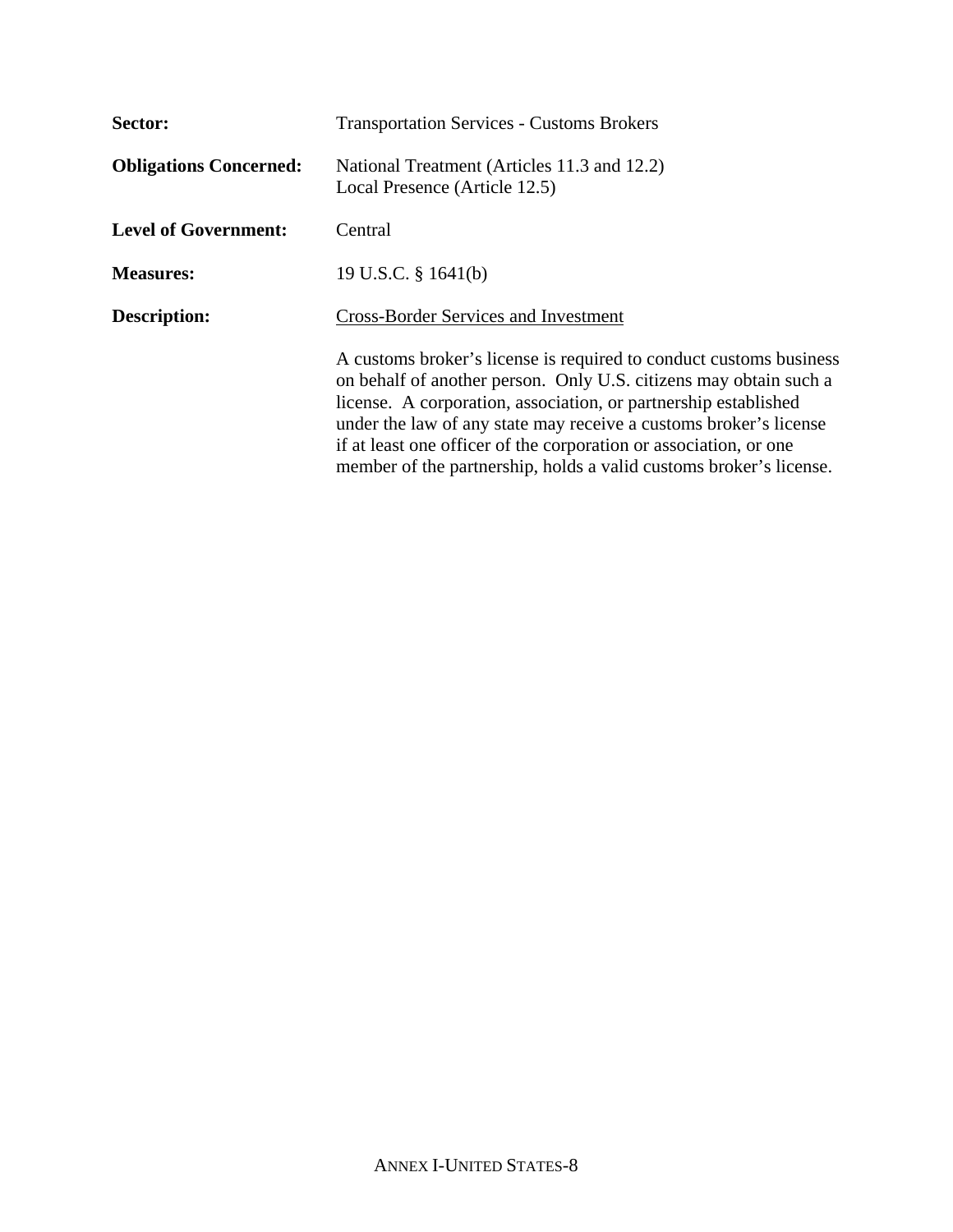**Sector:** Transportation Services - Customs Brokers

**Obligations Concerned:** National Treatment (Articles 11.3 and 12.2)
Local Presence (Article 12.5)

**Level of Government:** Central

**Measures:** 19 U.S.C. § 1641(b)

**Description:** <u>Cross-Border Services and Investment</u>

A customs broker's license is required to conduct customs business on behalf of another person. Only U.S. citizens may obtain such a license. A corporation, association, or partnership established under the law of any state may receive a customs broker's license if at least one officer of the corporation or association, or one member of the partnership, holds a valid customs broker's license.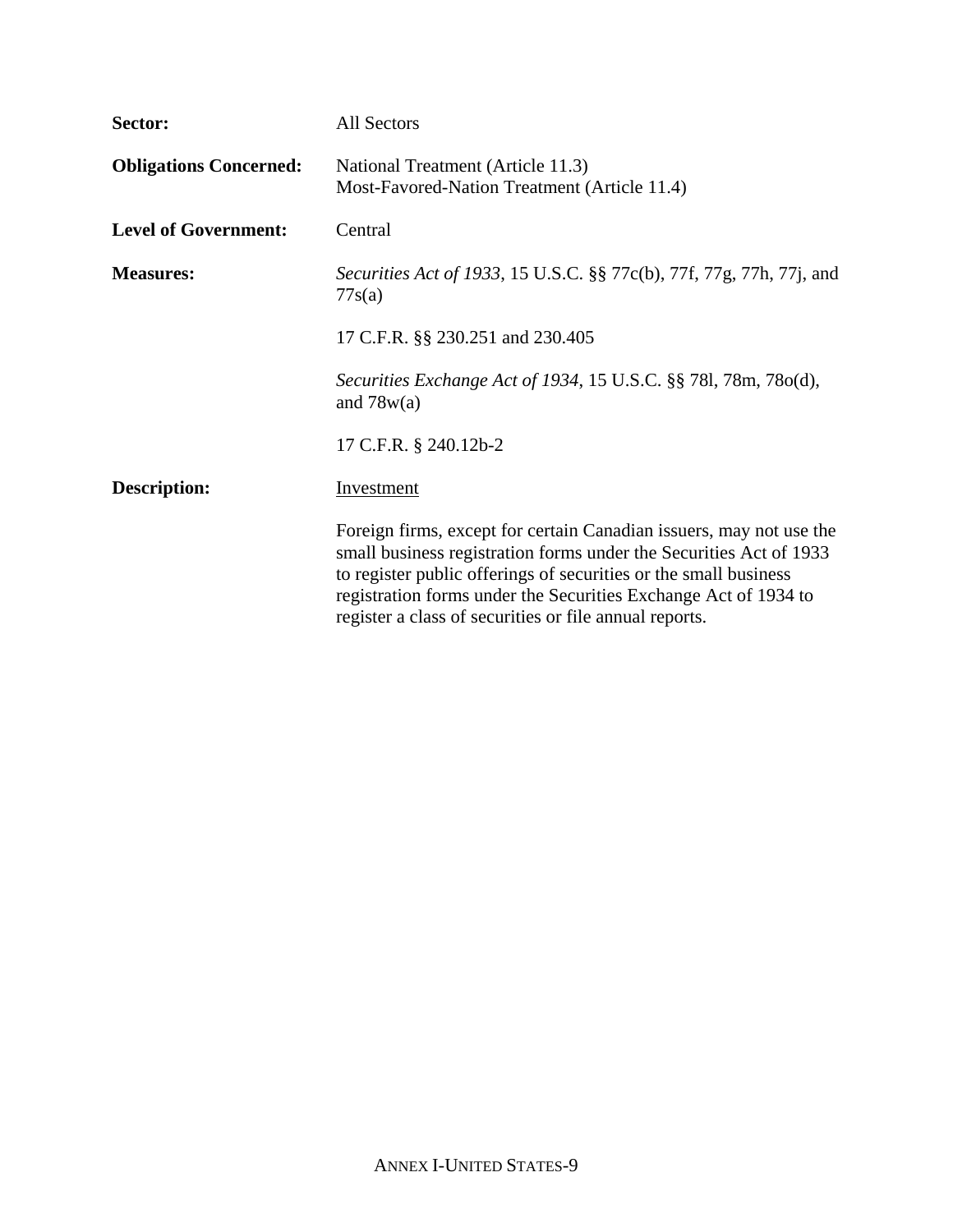**Sector:** All Sectors

**Obligations Concerned:** National Treatment (Article 11.3)
Most-Favored-Nation Treatment (Article 11.4)

**Level of Government:** Central

**Measures:** *Securities Act of 1933*, 15 U.S.C. §§ 77c(b), 77f, 77g, 77h, 77j, and 77s(a)

17 C.F.R. §§ 230.251 and 230.405

*Securities Exchange Act of 1934*, 15 U.S.C. §§ 78l, 78m, 78o(d), and 78w(a)

17 C.F.R. § 240.12b-2

**Description:** <u>Investment</u>

Foreign firms, except for certain Canadian issuers, may not use the small business registration forms under the Securities Act of 1933 to register public offerings of securities or the small business registration forms under the Securities Exchange Act of 1934 to register a class of securities or file annual reports.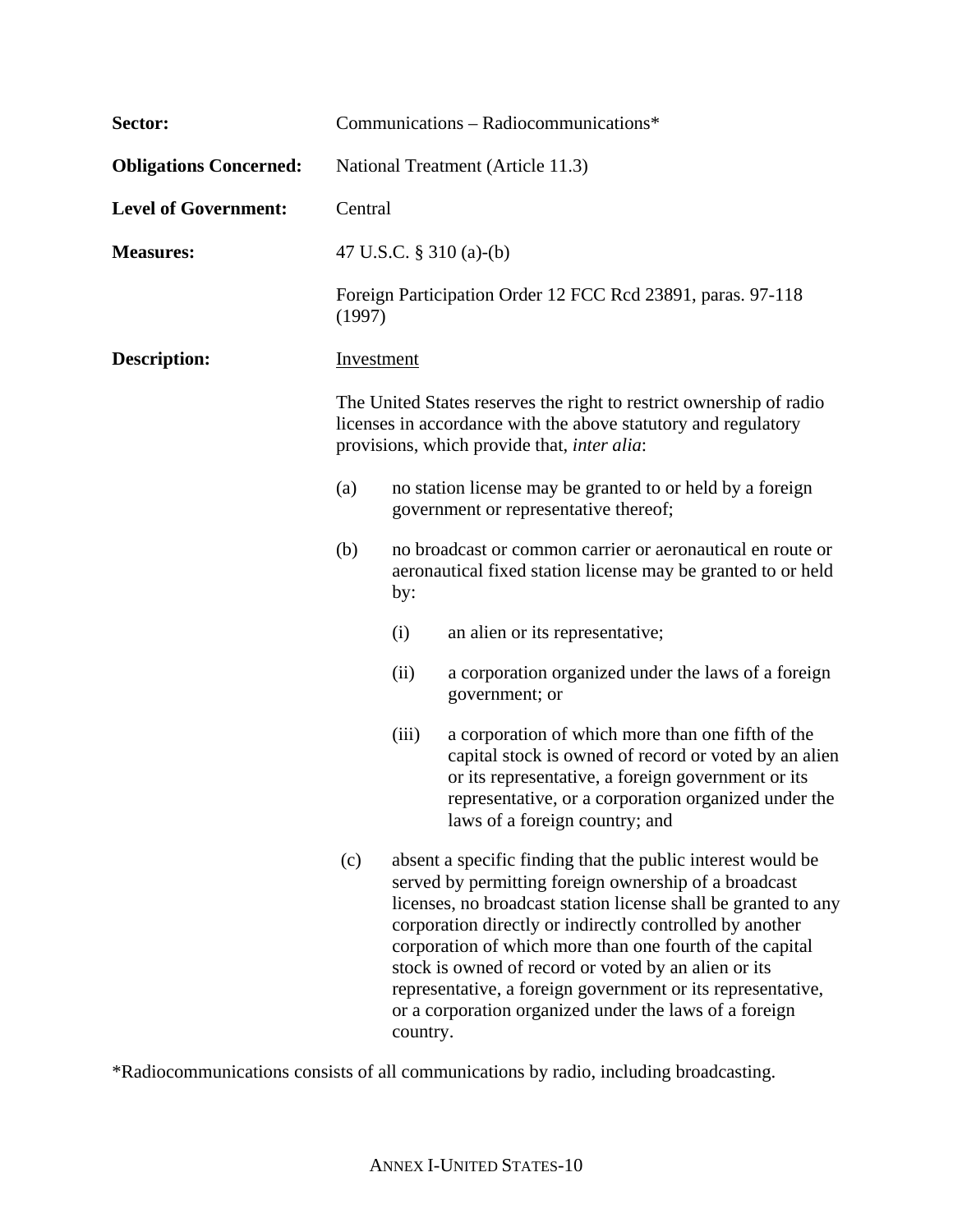**Sector:** Communications – Radiocommunications*

**Obligations Concerned:** National Treatment (Article 11.3)

**Level of Government:** Central

**Measures:** 47 U.S.C. § 310 (a)-(b)

Foreign Participation Order 12 FCC Rcd 23891, paras. 97-118 (1997)

**Description:** Investment

The United States reserves the right to restrict ownership of radio licenses in accordance with the above statutory and regulatory provisions, which provide that, *inter alia*:

(a) no station license may be granted to or held by a foreign government or representative thereof;

(b) no broadcast or common carrier or aeronautical en route or aeronautical fixed station license may be granted to or held by:

   (i) an alien or its representative;

   (ii) a corporation organized under the laws of a foreign government; or

   (iii) a corporation of which more than one fifth of the capital stock is owned of record or voted by an alien or its representative, a foreign government or its representative, or a corporation organized under the laws of a foreign country; and

(c) absent a specific finding that the public interest would be served by permitting foreign ownership of a broadcast licenses, no broadcast station license shall be granted to any corporation directly or indirectly controlled by another corporation of which more than one fourth of the capital stock is owned of record or voted by an alien or its representative, a foreign government or its representative, or a corporation organized under the laws of a foreign country.

*Radiocommunications consists of all communications by radio, including broadcasting.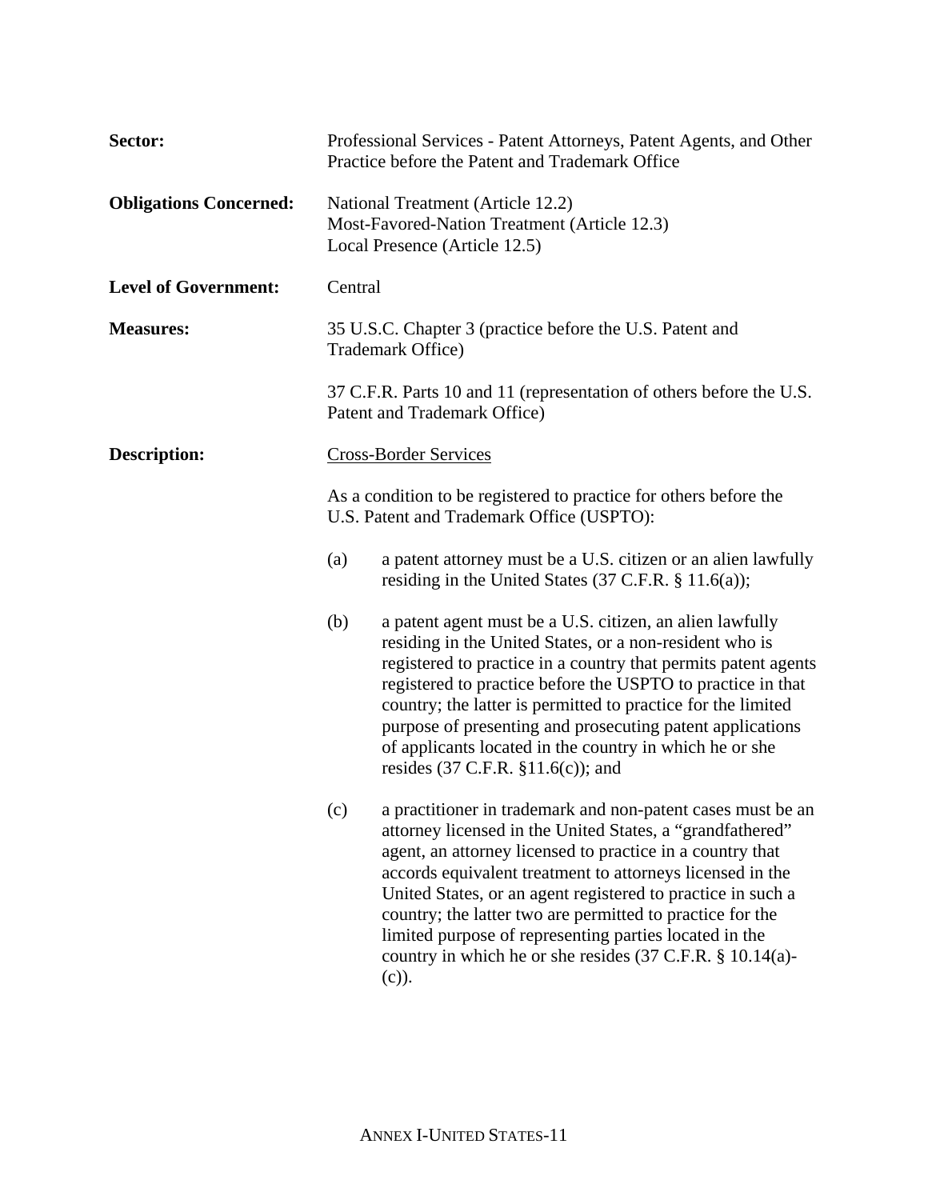**Sector:** Professional Services - Patent Attorneys, Patent Agents, and Other Practice before the Patent and Trademark Office

**Obligations Concerned:** National Treatment (Article 12.2)
Most-Favored-Nation Treatment (Article 12.3)
Local Presence (Article 12.5)

**Level of Government:** Central

**Measures:** 35 U.S.C. Chapter 3 (practice before the U.S. Patent and Trademark Office)

37 C.F.R. Parts 10 and 11 (representation of others before the U.S. Patent and Trademark Office)

**Description:** <u>Cross-Border Services</u>

As a condition to be registered to practice for others before the U.S. Patent and Trademark Office (USPTO):

(a) a patent attorney must be a U.S. citizen or an alien lawfully residing in the United States (37 C.F.R. § 11.6(a));

(b) a patent agent must be a U.S. citizen, an alien lawfully residing in the United States, or a non-resident who is registered to practice in a country that permits patent agents registered to practice before the USPTO to practice in that country; the latter is permitted to practice for the limited purpose of presenting and prosecuting patent applications of applicants located in the country in which he or she resides (37 C.F.R. §11.6(c)); and

(c) a practitioner in trademark and non-patent cases must be an attorney licensed in the United States, a "grandfathered" agent, an attorney licensed to practice in a country that accords equivalent treatment to attorneys licensed in the United States, or an agent registered to practice in such a country; the latter two are permitted to practice for the limited purpose of representing parties located in the country in which he or she resides (37 C.F.R. § 10.14(a)-(c)).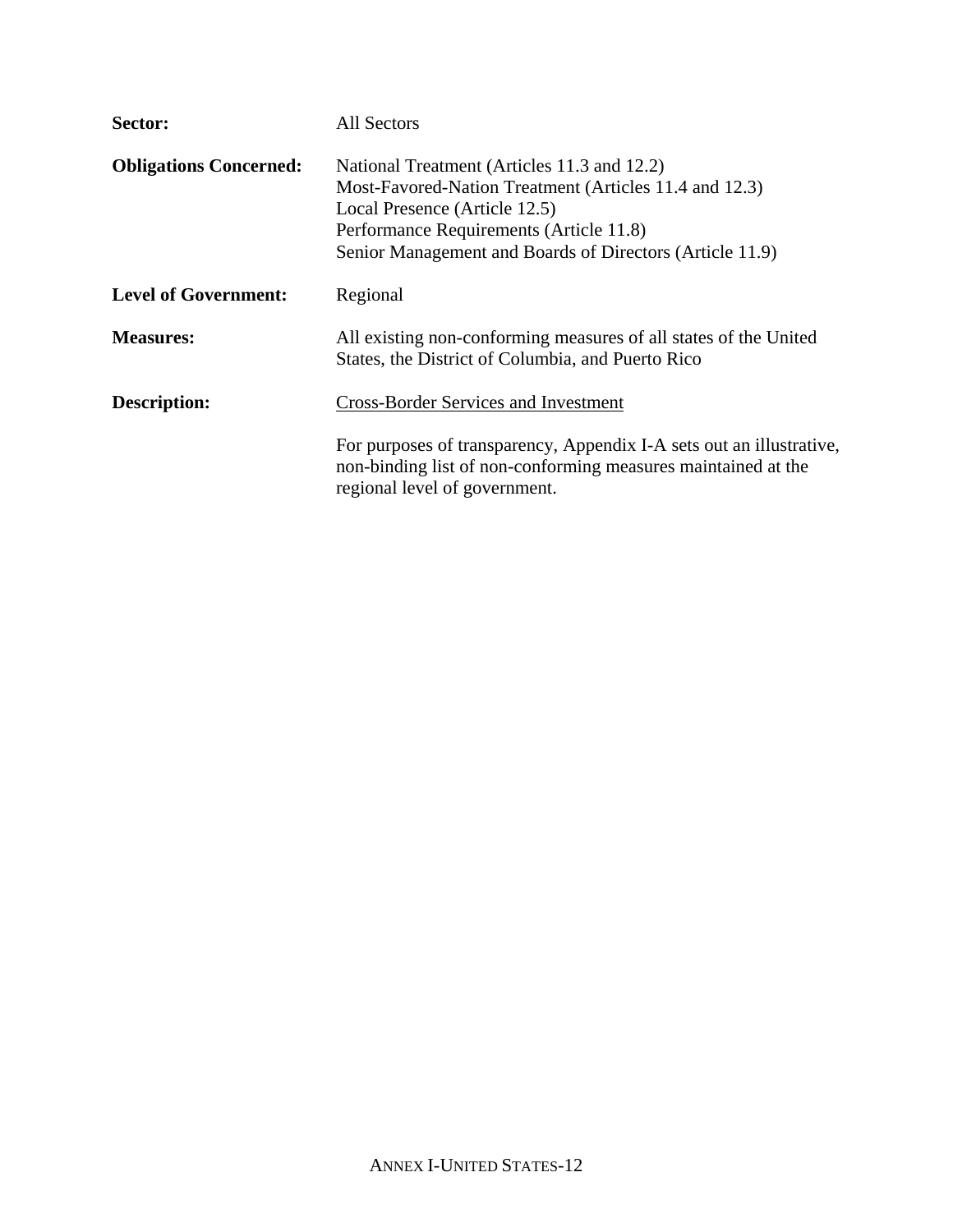**Sector:** All Sectors

**Obligations Concerned:** National Treatment (Articles 11.3 and 12.2)
Most-Favored-Nation Treatment (Articles 11.4 and 12.3)
Local Presence (Article 12.5)
Performance Requirements (Article 11.8)
Senior Management and Boards of Directors (Article 11.9)

**Level of Government:** Regional

**Measures:** All existing non-conforming measures of all states of the United States, the District of Columbia, and Puerto Rico

**Description:** <u>Cross-Border Services and Investment</u>

For purposes of transparency, Appendix I-A sets out an illustrative, non-binding list of non-conforming measures maintained at the regional level of government.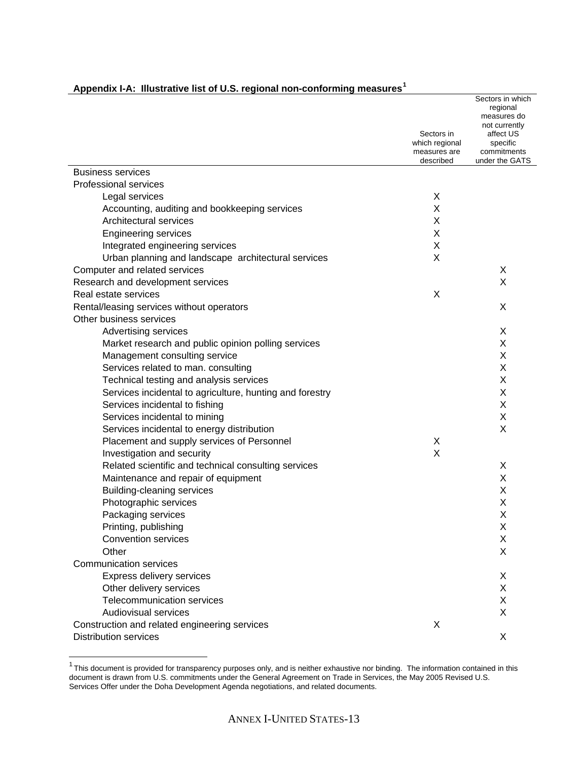**Appendix I-A: Illustrative list of U.S. regional non-conforming measures**[1]

| | Sectors in which regional measures are described | Sectors in which regional measures do not currently affect US specific commitments under the GATS |
|---|---|---|
| Business services | | |
| Professional services | | |
| Legal services | X | |
| Accounting, auditing and bookkeeping services | X | |
| Architectural services | X | |
| Engineering services | X | |
| Integrated engineering services | X | |
| Urban planning and landscape architectural services | X | |
| Computer and related services | | X |
| Research and development services | | X |
| Real estate services | X | |
| Rental/leasing services without operators | | X |
| Other business services | | |
| Advertising services | | X |
| Market research and public opinion polling services | | X |
| Management consulting service | | X |
| Services related to man. consulting | | X |
| Technical testing and analysis services | | X |
| Services incidental to agriculture, hunting and forestry | | X |
| Services incidental to fishing | | X |
| Services incidental to mining | | X |
| Services incidental to energy distribution | | X |
| Placement and supply services of Personnel | X | |
| Investigation and security | X | |
| Related scientific and technical consulting services | | X |
| Maintenance and repair of equipment | | X |
| Building-cleaning services | | X |
| Photographic services | | X |
| Packaging services | | X |
| Printing, publishing | | X |
| Convention services | | X |
| Other | | X |
| Communication services | | |
| Express delivery services | | X |
| Other delivery services | | X |
| Telecommunication services | | X |
| Audiovisual services | | X |
| Construction and related engineering services | X | |
| Distribution services | | X |

[1] This document is provided for transparency purposes only, and is neither exhaustive nor binding. The information contained in this document is drawn from U.S. commitments under the General Agreement on Trade in Services, the May 2005 Revised U.S. Services Offer under the Doha Development Agenda negotiations, and related documents.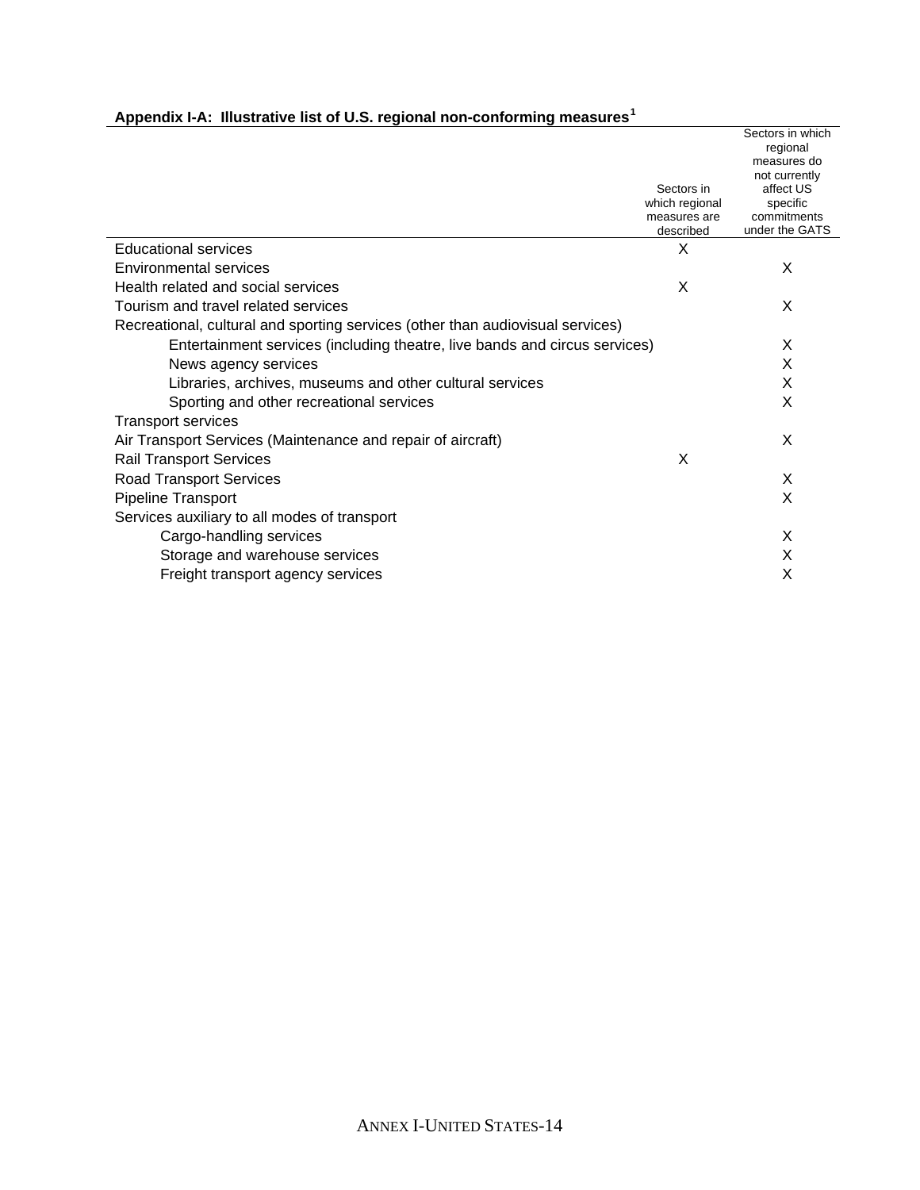**Appendix I-A: Illustrative list of U.S. regional non-conforming measures[1]**

| | Sectors in which regional measures are described | Sectors in which regional measures do not currently affect US specific commitments under the GATS |
|---|---|---|
| Educational services | X | |
| Environmental services | | X |
| Health related and social services | X | |
| Tourism and travel related services | | X |
| Recreational, cultural and sporting services (other than audiovisual services) | | |
| Entertainment services (including theatre, live bands and circus services) | | X |
| News agency services | | X |
| Libraries, archives, museums and other cultural services | | X |
| Sporting and other recreational services | | X |
| Transport services | | |
| Air Transport Services (Maintenance and repair of aircraft) | | X |
| Rail Transport Services | X | |
| Road Transport Services | | X |
| Pipeline Transport | | X |
| Services auxiliary to all modes of transport | | |
| Cargo-handling services | | X |
| Storage and warehouse services | | X |
| Freight transport agency services | | X |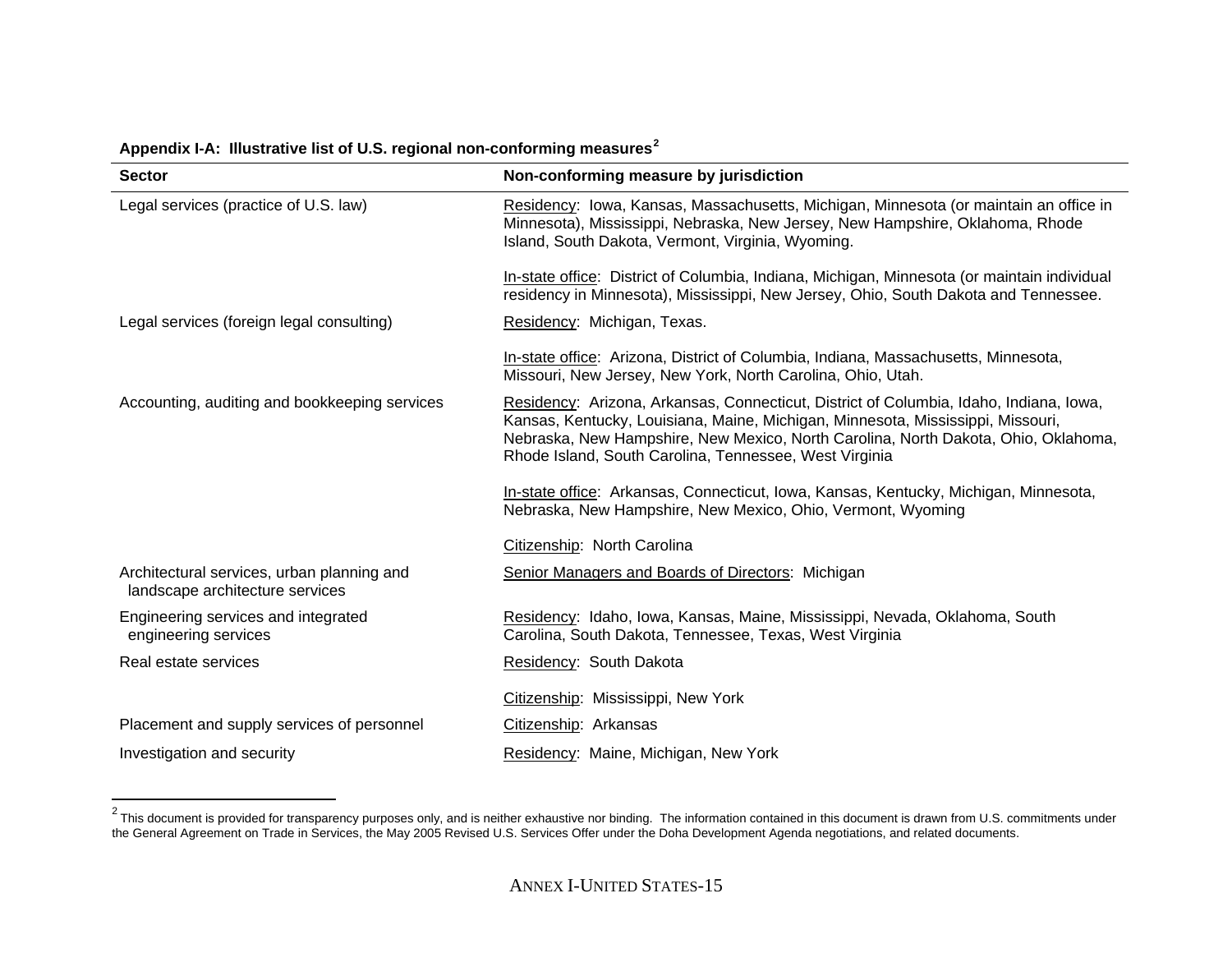**Appendix I-A: Illustrative list of U.S. regional non-conforming measures**[2]

| Sector | Non-conforming measure by jurisdiction |
|---|---|
| Legal services (practice of U.S. law) | Residency: Iowa, Kansas, Massachusetts, Michigan, Minnesota (or maintain an office in Minnesota), Mississippi, Nebraska, New Jersey, New Hampshire, Oklahoma, Rhode Island, South Dakota, Vermont, Virginia, Wyoming.<br><br>In-state office: District of Columbia, Indiana, Michigan, Minnesota (or maintain individual residency in Minnesota), Mississippi, New Jersey, Ohio, South Dakota and Tennessee. |
| Legal services (foreign legal consulting) | Residency: Michigan, Texas.<br><br>In-state office: Arizona, District of Columbia, Indiana, Massachusetts, Minnesota, Missouri, New Jersey, New York, North Carolina, Ohio, Utah. |
| Accounting, auditing and bookkeeping services | Residency: Arizona, Arkansas, Connecticut, District of Columbia, Idaho, Indiana, Iowa, Kansas, Kentucky, Louisiana, Maine, Michigan, Minnesota, Mississippi, Missouri, Nebraska, New Hampshire, New Mexico, North Carolina, North Dakota, Ohio, Oklahoma, Rhode Island, South Carolina, Tennessee, West Virginia<br><br>In-state office: Arkansas, Connecticut, Iowa, Kansas, Kentucky, Michigan, Minnesota, Nebraska, New Hampshire, New Mexico, Ohio, Vermont, Wyoming<br><br>Citizenship: North Carolina |
| Architectural services, urban planning and landscape architecture services | Senior Managers and Boards of Directors: Michigan |
| Engineering services and integrated engineering services | Residency: Idaho, Iowa, Kansas, Maine, Mississippi, Nevada, Oklahoma, South Carolina, South Dakota, Tennessee, Texas, West Virginia |
| Real estate services | Residency: South Dakota<br><br>Citizenship: Mississippi, New York |
| Placement and supply services of personnel | Citizenship: Arkansas |
| Investigation and security | Residency: Maine, Michigan, New York |

[2] This document is provided for transparency purposes only, and is neither exhaustive nor binding. The information contained in this document is drawn from U.S. commitments under the General Agreement on Trade in Services, the May 2005 Revised U.S. Services Offer under the Doha Development Agenda negotiations, and related documents.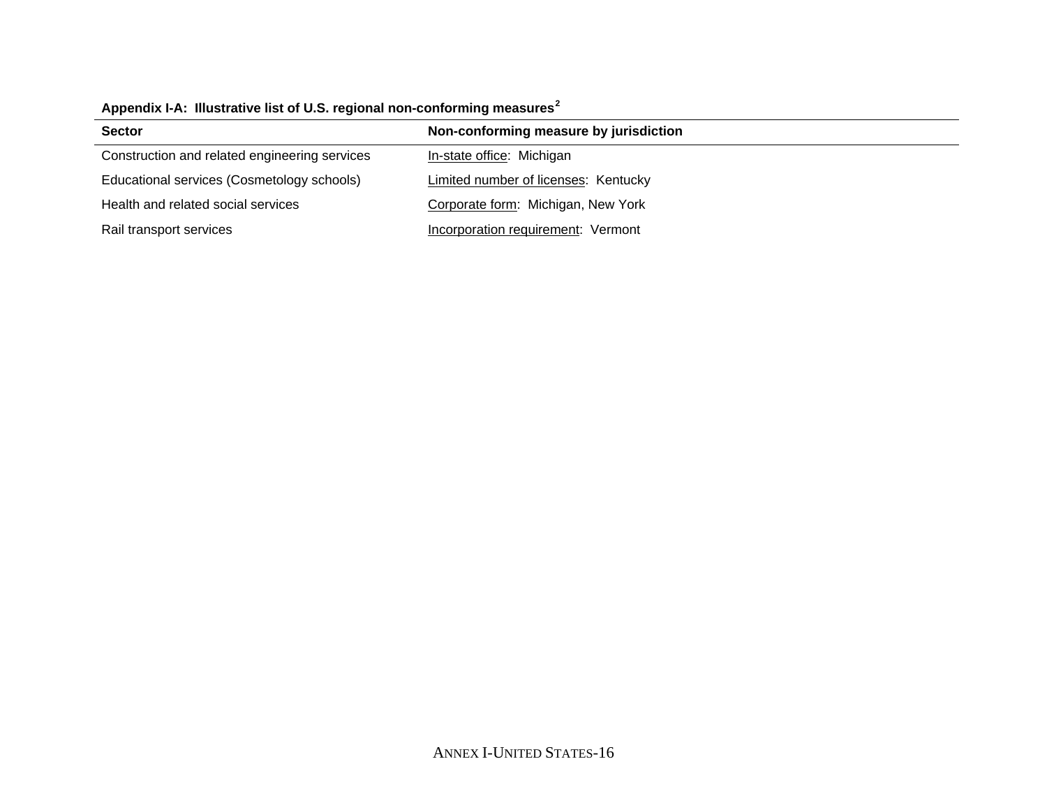**Appendix I-A: Illustrative list of U.S. regional non-conforming measures[2]**

| Sector | Non-conforming measure by jurisdiction |
|---|---|
| Construction and related engineering services | In-state office: Michigan |
| Educational services (Cosmetology schools) | Limited number of licenses: Kentucky |
| Health and related social services | Corporate form: Michigan, New York |
| Rail transport services | Incorporation requirement: Vermont |